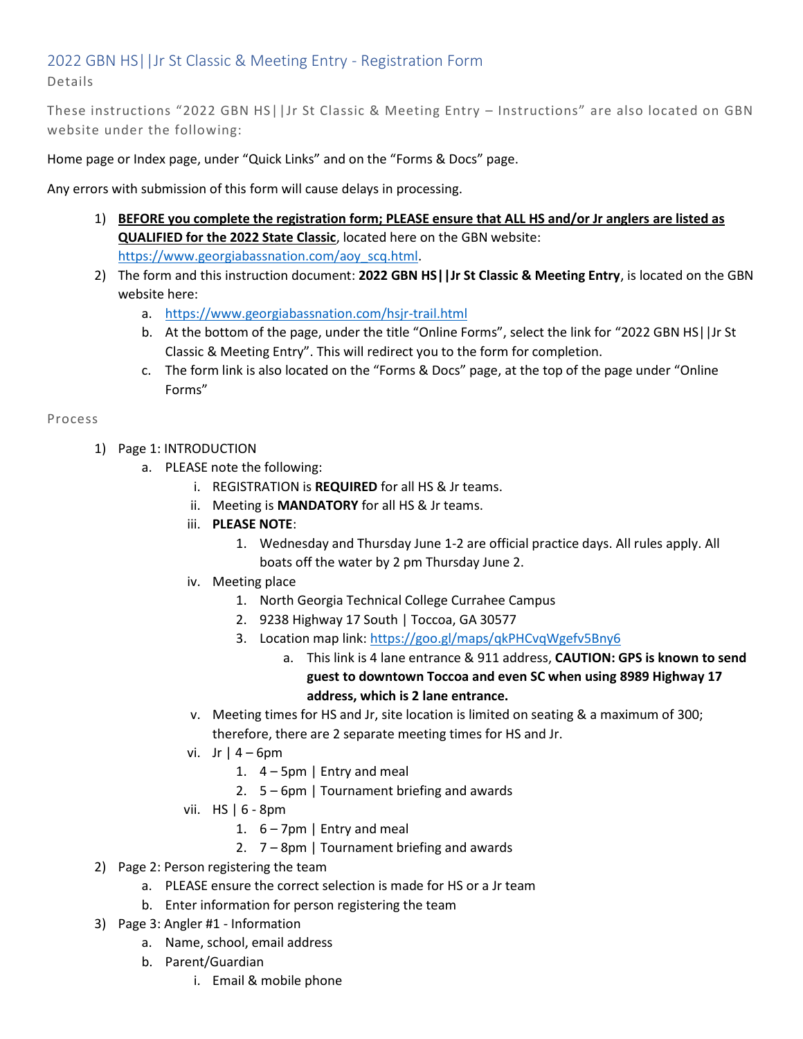# 2022 GBN HS||Jr St Classic & Meeting Entry - Registration Form

## Details

These instructions "2022 GBN HS||Jr St Classic & Meeting Entry – Instructions" are also located on GBN website under the following:

Home page or Index page, under "Quick Links" and on the "Forms & Docs" page.

Any errors with submission of this form will cause delays in processing.

1) **BEFORE you complete the registration form; PLEASE ensure that ALL HS and/or Jr anglers are listed as QUALIFIED for the 2022 State Classic**, located here on the GBN website: https://www.georgiabassnation.com/aoy_scq.html.
2) The form and this instruction document: **2022 GBN HS||Jr St Classic & Meeting Entry**, is located on the GBN website here:
   a. https://www.georgiabassnation.com/hsjr-trail.html
   b. At the bottom of the page, under the title "Online Forms", select the link for "2022 GBN HS||Jr St Classic & Meeting Entry". This will redirect you to the form for completion.
   c. The form link is also located on the "Forms & Docs" page, at the top of the page under "Online Forms"

## Process

1) Page 1: INTRODUCTION
   a. PLEASE note the following:
      i. REGISTRATION is **REQUIRED** for all HS & Jr teams.
      ii. Meeting is **MANDATORY** for all HS & Jr teams.
      iii. **PLEASE NOTE**:
         1. Wednesday and Thursday June 1-2 are official practice days. All rules apply. All boats off the water by 2 pm Thursday June 2.
      iv. Meeting place
         1. North Georgia Technical College Currahee Campus
         2. 9238 Highway 17 South | Toccoa, GA 30577
         3. Location map link: https://goo.gl/maps/qkPHCvqWgefv5Bny6
            a. This link is 4 lane entrance & 911 address, **CAUTION: GPS is known to send guest to downtown Toccoa and even SC when using 8989 Highway 17 address, which is 2 lane entrance.**
      v. Meeting times for HS and Jr, site location is limited on seating & a maximum of 300; therefore, there are 2 separate meeting times for HS and Jr.
      vi. Jr | 4 – 6pm
         1. 4 – 5pm | Entry and meal
         2. 5 – 6pm | Tournament briefing and awards
      vii. HS | 6 - 8pm
         1. 6 – 7pm | Entry and meal
         2. 7 – 8pm | Tournament briefing and awards
2) Page 2: Person registering the team
   a. PLEASE ensure the correct selection is made for HS or a Jr team
   b. Enter information for person registering the team
3) Page 3: Angler #1 - Information
   a. Name, school, email address
   b. Parent/Guardian
      i. Email & mobile phone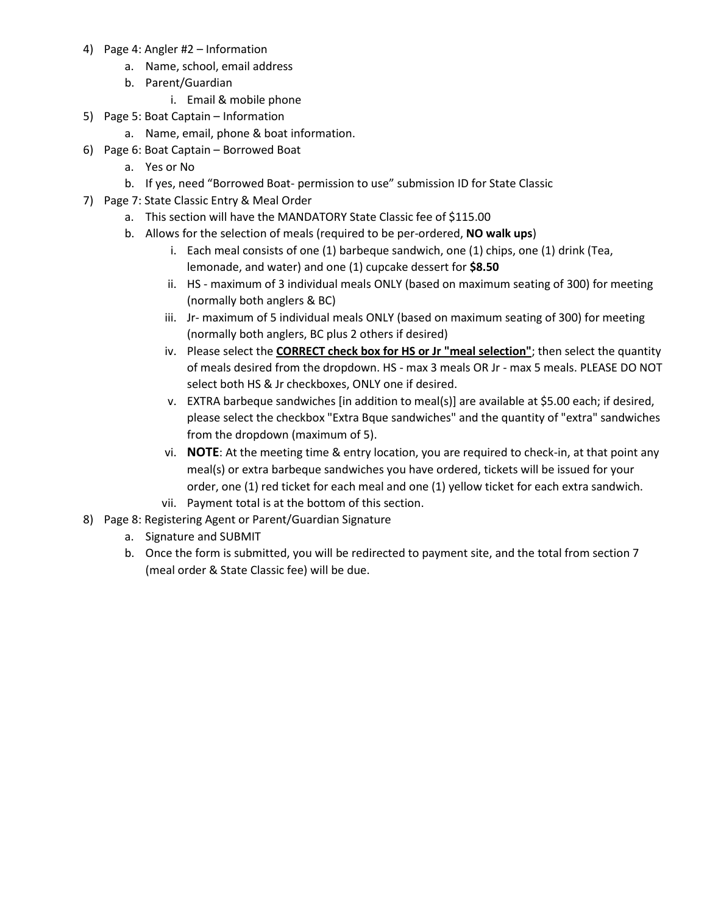4) Page 4: Angler #2 – Information
    a. Name, school, email address
    b. Parent/Guardian
        i. Email & mobile phone
5) Page 5: Boat Captain – Information
    a. Name, email, phone & boat information.
6) Page 6: Boat Captain – Borrowed Boat
    a. Yes or No
    b. If yes, need "Borrowed Boat- permission to use" submission ID for State Classic
7) Page 7: State Classic Entry & Meal Order
    a. This section will have the MANDATORY State Classic fee of $115.00
    b. Allows for the selection of meals (required to be per-ordered, **NO walk ups**)
        i. Each meal consists of one (1) barbeque sandwich, one (1) chips, one (1) drink (Tea, lemonade, and water) and one (1) cupcake dessert for **$8.50**
        ii. HS - maximum of 3 individual meals ONLY (based on maximum seating of 300) for meeting (normally both anglers & BC)
        iii. Jr- maximum of 5 individual meals ONLY (based on maximum seating of 300) for meeting (normally both anglers, BC plus 2 others if desired)
        iv. Please select the <u>**CORRECT check box for HS or Jr "meal selection"**</u>; then select the quantity of meals desired from the dropdown. HS - max 3 meals OR Jr - max 5 meals. PLEASE DO NOT select both HS & Jr checkboxes, ONLY one if desired.
        v. EXTRA barbeque sandwiches [in addition to meal(s)] are available at $5.00 each; if desired, please select the checkbox "Extra Bque sandwiches" and the quantity of "extra" sandwiches from the dropdown (maximum of 5).
        vi. **NOTE**: At the meeting time & entry location, you are required to check-in, at that point any meal(s) or extra barbeque sandwiches you have ordered, tickets will be issued for your order, one (1) red ticket for each meal and one (1) yellow ticket for each extra sandwich.
        vii. Payment total is at the bottom of this section.
8) Page 8: Registering Agent or Parent/Guardian Signature
    a. Signature and SUBMIT
    b. Once the form is submitted, you will be redirected to payment site, and the total from section 7 (meal order & State Classic fee) will be due.